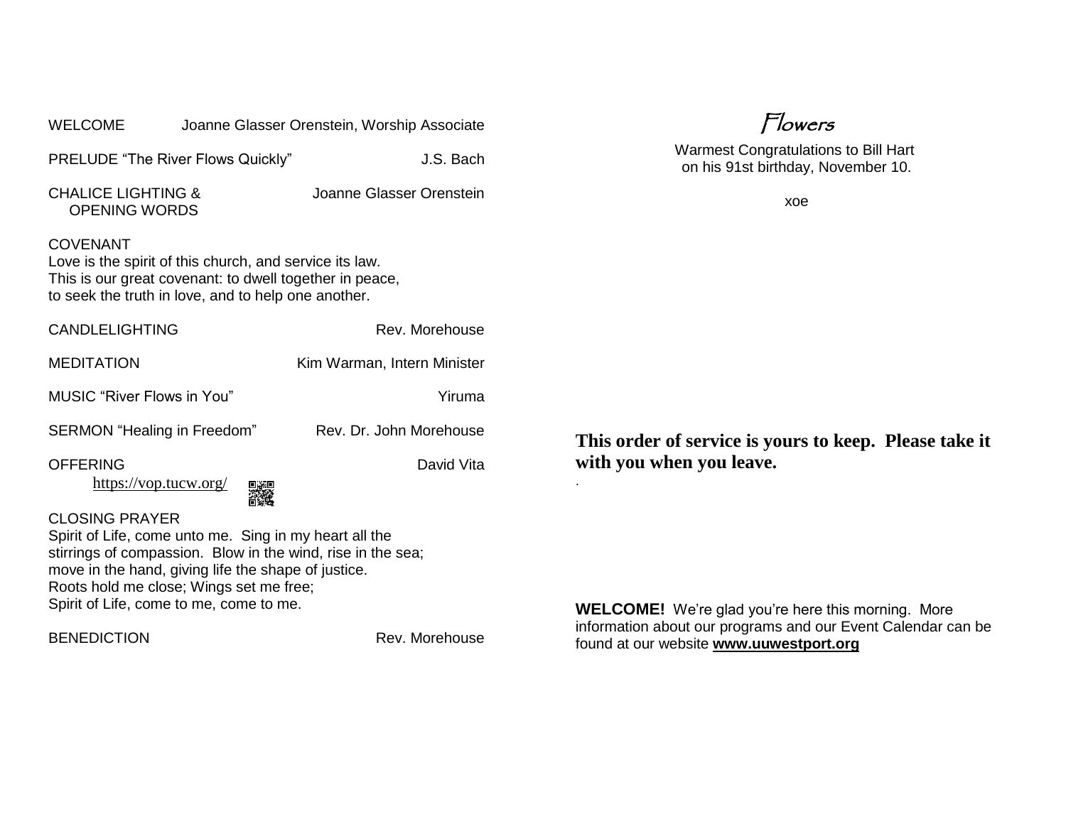WELCOME Joanne Glasser Orenstein, Worship Associate

PRELUDE "The River Flows Quickly" J.S. Bach

CHALICE LIGHTING & OPENING WORDS Joanne Glasser Orenstein

COVENANT
Love is the spirit of this church, and service its law.
This is our great covenant: to dwell together in peace,
to seek the truth in love, and to help one another.

CANDLELIGHTING Rev. Morehouse

MEDITATION Kim Warman, Intern Minister

MUSIC "River Flows in You" Yiruma

SERMON "Healing in Freedom" Rev. Dr. John Morehouse

OFFERING David Vita
https://vop.tucw.org/

CLOSING PRAYER
Spirit of Life, come unto me. Sing in my heart all the
stirrings of compassion. Blow in the wind, rise in the sea;
move in the hand, giving life the shape of justice.
Roots hold me close; Wings set me free;
Spirit of Life, come to me, come to me.

BENEDICTION Rev. Morehouse

## Flowers

Warmest Congratulations to Bill Hart
on his 91st birthday, November 10.

xoe

**This order of service is yours to keep. Please take it with you when you leave.**

**WELCOME!** We're glad you're here this morning. More information about our programs and our Event Calendar can be found at our website **www.uuwestport.org**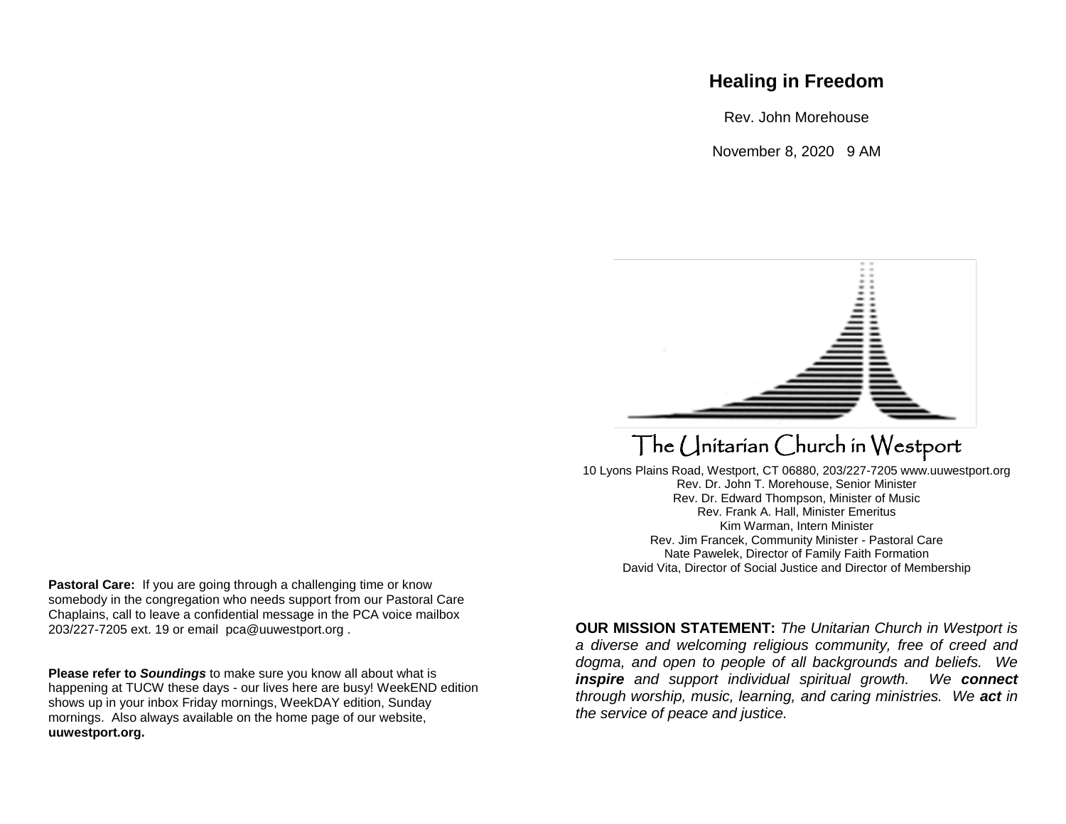**Pastoral Care:** If you are going through a challenging time or know somebody in the congregation who needs support from our Pastoral Care Chaplains, call to leave a confidential message in the PCA voice mailbox 203/227-7205 ext. 19 or email pca@uuwestport.org .

**Please refer to *Soundings*** to make sure you know all about what is happening at TUCW these days - our lives here are busy! WeekEND edition shows up in your inbox Friday mornings, WeekDAY edition, Sunday mornings. Also always available on the home page of our website, **uuwestport.org.**

# Healing in Freedom

Rev. John Morehouse

November 8, 2020 9 AM

The Unitarian Church in Westport

10 Lyons Plains Road, Westport, CT 06880, 203/227-7205 www.uuwestport.org
Rev. Dr. John T. Morehouse, Senior Minister
Rev. Dr. Edward Thompson, Minister of Music
Rev. Frank A. Hall, Minister Emeritus
Kim Warman, Intern Minister
Rev. Jim Francek, Community Minister - Pastoral Care
Nate Pawelek, Director of Family Faith Formation
David Vita, Director of Social Justice and Director of Membership

**OUR MISSION STATEMENT:** *The Unitarian Church in Westport is a diverse and welcoming religious community, free of creed and dogma, and open to people of all backgrounds and beliefs. We **inspire** and support individual spiritual growth. We **connect** through worship, music, learning, and caring ministries. We **act** in the service of peace and justice.*